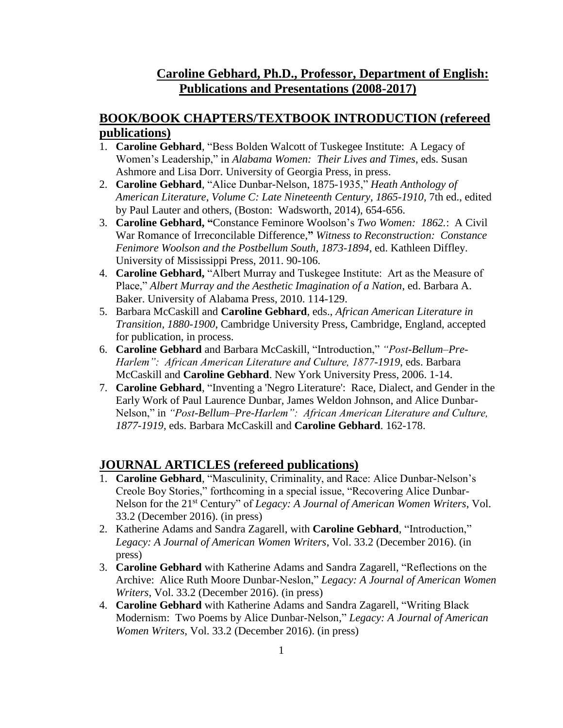# Caroline Gebhard, Ph.D., Professor, Department of English: Publications and Presentations (2008-2017)

## BOOK/BOOK CHAPTERS/TEXTBOOK INTRODUCTION (refereed publications)

1. **Caroline Gebhard**, "Bess Bolden Walcott of Tuskegee Institute: A Legacy of Women's Leadership," in *Alabama Women: Their Lives and Times*, eds. Susan Ashmore and Lisa Dorr. University of Georgia Press, in press.
2. **Caroline Gebhard**, "Alice Dunbar-Nelson, 1875-1935," *Heath Anthology of American Literature, Volume C: Late Nineteenth Century, 1865-1910*, 7th ed., edited by Paul Lauter and others, (Boston: Wadsworth, 2014), 654-656.
3. **Caroline Gebhard, "**Constance Feminore Woolson's *Two Women: 1862.*: A Civil War Romance of Irreconcilable Difference,**"** *Witness to Reconstruction: Constance Fenimore Woolson and the Postbellum South, 1873-1894*, ed. Kathleen Diffley. University of Mississippi Press, 2011. 90-106.
4. **Caroline Gebhard,** "Albert Murray and Tuskegee Institute: Art as the Measure of Place," *Albert Murray and the Aesthetic Imagination of a Nation*, ed. Barbara A. Baker. University of Alabama Press, 2010. 114-129.
5. Barbara McCaskill and **Caroline Gebhard**, eds., *African American Literature in Transition, 1880-1900*, Cambridge University Press, Cambridge, England, accepted for publication, in process.
6. **Caroline Gebhard** and Barbara McCaskill, "Introduction," *"Post-Bellum–Pre-Harlem": African American Literature and Culture, 1877-1919*, eds. Barbara McCaskill and **Caroline Gebhard**. New York University Press, 2006. 1-14.
7. **Caroline Gebhard**, "Inventing a 'Negro Literature': Race, Dialect, and Gender in the Early Work of Paul Laurence Dunbar, James Weldon Johnson, and Alice Dunbar-Nelson," in *"Post-Bellum–Pre-Harlem": African American Literature and Culture, 1877-1919*, eds. Barbara McCaskill and **Caroline Gebhard**. 162-178.

## JOURNAL ARTICLES (refereed publications)

1. **Caroline Gebhard**, "Masculinity, Criminality, and Race: Alice Dunbar-Nelson's Creole Boy Stories," forthcoming in a special issue, "Recovering Alice Dunbar-Nelson for the 21st Century" of *Legacy: A Journal of American Women Writers*, Vol. 33.2 (December 2016). (in press)
2. Katherine Adams and Sandra Zagarell, with **Caroline Gebhard**, "Introduction," *Legacy: A Journal of American Women Writers*, Vol. 33.2 (December 2016). (in press)
3. **Caroline Gebhard** with Katherine Adams and Sandra Zagarell, "Reflections on the Archive: Alice Ruth Moore Dunbar-Neslon," *Legacy: A Journal of American Women Writers*, Vol. 33.2 (December 2016). (in press)
4. **Caroline Gebhard** with Katherine Adams and Sandra Zagarell, "Writing Black Modernism: Two Poems by Alice Dunbar-Nelson," *Legacy: A Journal of American Women Writers*, Vol. 33.2 (December 2016). (in press)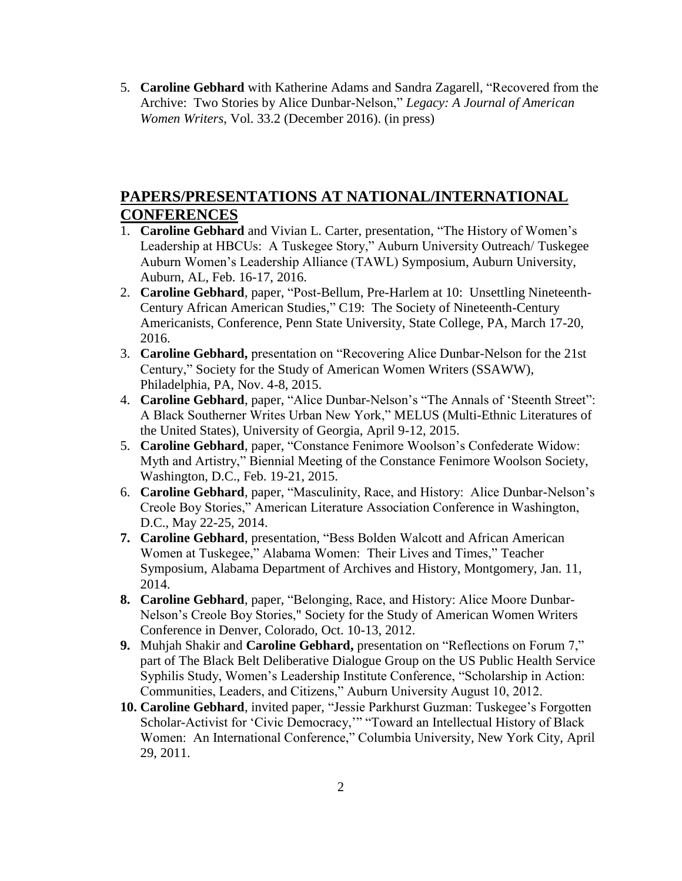5. **Caroline Gebhard** with Katherine Adams and Sandra Zagarell, "Recovered from the Archive: Two Stories by Alice Dunbar-Nelson," *Legacy: A Journal of American Women Writers*, Vol. 33.2 (December 2016). (in press)

## PAPERS/PRESENTATIONS AT NATIONAL/INTERNATIONAL CONFERENCES

1. **Caroline Gebhard** and Vivian L. Carter, presentation, "The History of Women's Leadership at HBCUs: A Tuskegee Story," Auburn University Outreach/ Tuskegee Auburn Women's Leadership Alliance (TAWL) Symposium, Auburn University, Auburn, AL, Feb. 16-17, 2016.
2. **Caroline Gebhard**, paper, "Post-Bellum, Pre-Harlem at 10: Unsettling Nineteenth-Century African American Studies," C19: The Society of Nineteenth-Century Americanists, Conference, Penn State University, State College, PA, March 17-20, 2016.
3. **Caroline Gebhard,** presentation on "Recovering Alice Dunbar-Nelson for the 21st Century," Society for the Study of American Women Writers (SSAWW), Philadelphia, PA, Nov. 4-8, 2015.
4. **Caroline Gebhard**, paper, "Alice Dunbar-Nelson's "The Annals of 'Steenth Street": A Black Southerner Writes Urban New York," MELUS (Multi-Ethnic Literatures of the United States), University of Georgia, April 9-12, 2015.
5. **Caroline Gebhard**, paper, "Constance Fenimore Woolson's Confederate Widow: Myth and Artistry," Biennial Meeting of the Constance Fenimore Woolson Society, Washington, D.C., Feb. 19-21, 2015.
6. **Caroline Gebhard**, paper, "Masculinity, Race, and History: Alice Dunbar-Nelson's Creole Boy Stories," American Literature Association Conference in Washington, D.C., May 22-25, 2014.
7. **Caroline Gebhard**, presentation, "Bess Bolden Walcott and African American Women at Tuskegee," Alabama Women: Their Lives and Times," Teacher Symposium, Alabama Department of Archives and History, Montgomery, Jan. 11, 2014.
8. **Caroline Gebhard**, paper, "Belonging, Race, and History: Alice Moore Dunbar-Nelson's Creole Boy Stories," Society for the Study of American Women Writers Conference in Denver, Colorado, Oct. 10-13, 2012.
9. Muhjah Shakir and **Caroline Gebhard,** presentation on "Reflections on Forum 7," part of The Black Belt Deliberative Dialogue Group on the US Public Health Service Syphilis Study, Women's Leadership Institute Conference, "Scholarship in Action: Communities, Leaders, and Citizens," Auburn University August 10, 2012.
10. **Caroline Gebhard**, invited paper, "Jessie Parkhurst Guzman: Tuskegee's Forgotten Scholar-Activist for 'Civic Democracy,'" "Toward an Intellectual History of Black Women: An International Conference," Columbia University, New York City, April 29, 2011.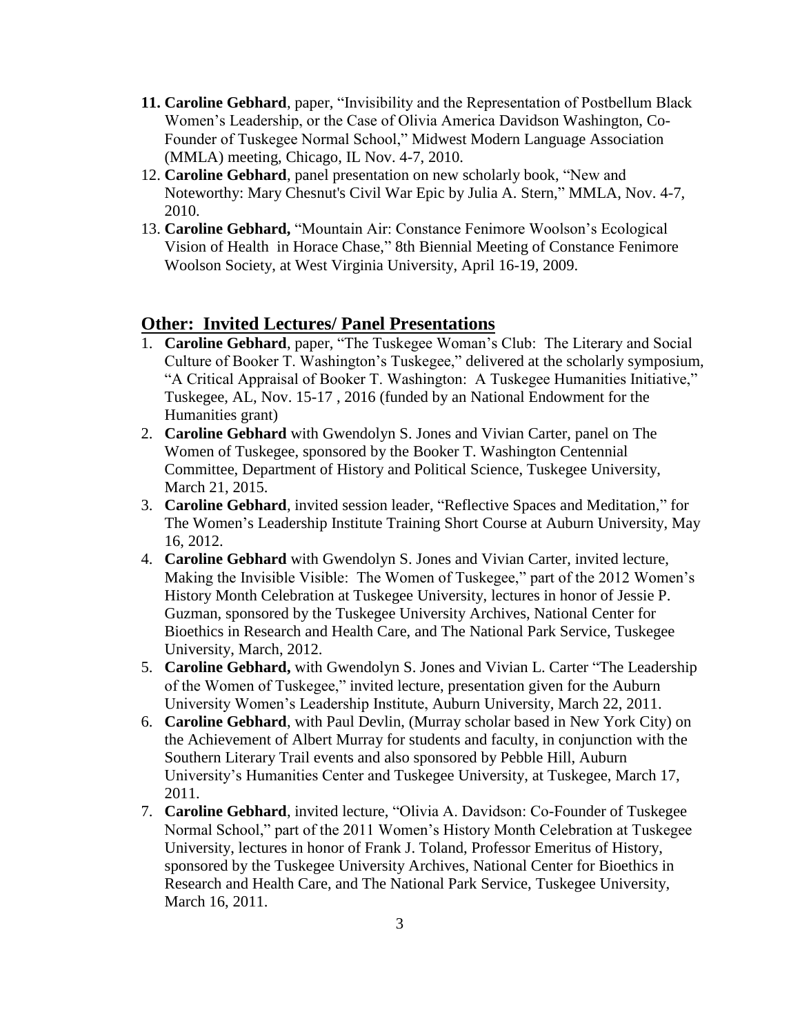11. **Caroline Gebhard**, paper, "Invisibility and the Representation of Postbellum Black Women's Leadership, or the Case of Olivia America Davidson Washington, Co-Founder of Tuskegee Normal School," Midwest Modern Language Association (MMLA) meeting, Chicago, IL Nov. 4-7, 2010.
12. **Caroline Gebhard**, panel presentation on new scholarly book, "New and Noteworthy: Mary Chesnut's Civil War Epic by Julia A. Stern," MMLA, Nov. 4-7, 2010.
13. **Caroline Gebhard,** "Mountain Air: Constance Fenimore Woolson's Ecological Vision of Health in Horace Chase," 8th Biennial Meeting of Constance Fenimore Woolson Society, at West Virginia University, April 16-19, 2009.

## Other: Invited Lectures/ Panel Presentations

1. **Caroline Gebhard**, paper, "The Tuskegee Woman's Club: The Literary and Social Culture of Booker T. Washington's Tuskegee," delivered at the scholarly symposium, "A Critical Appraisal of Booker T. Washington: A Tuskegee Humanities Initiative," Tuskegee, AL, Nov. 15-17 , 2016 (funded by an National Endowment for the Humanities grant)
2. **Caroline Gebhard** with Gwendolyn S. Jones and Vivian Carter, panel on The Women of Tuskegee, sponsored by the Booker T. Washington Centennial Committee, Department of History and Political Science, Tuskegee University, March 21, 2015.
3. **Caroline Gebhard**, invited session leader, "Reflective Spaces and Meditation," for The Women's Leadership Institute Training Short Course at Auburn University, May 16, 2012.
4. **Caroline Gebhard** with Gwendolyn S. Jones and Vivian Carter, invited lecture, Making the Invisible Visible: The Women of Tuskegee," part of the 2012 Women's History Month Celebration at Tuskegee University, lectures in honor of Jessie P. Guzman, sponsored by the Tuskegee University Archives, National Center for Bioethics in Research and Health Care, and The National Park Service, Tuskegee University, March, 2012.
5. **Caroline Gebhard,** with Gwendolyn S. Jones and Vivian L. Carter "The Leadership of the Women of Tuskegee," invited lecture, presentation given for the Auburn University Women's Leadership Institute, Auburn University, March 22, 2011.
6. **Caroline Gebhard**, with Paul Devlin, (Murray scholar based in New York City) on the Achievement of Albert Murray for students and faculty, in conjunction with the Southern Literary Trail events and also sponsored by Pebble Hill, Auburn University's Humanities Center and Tuskegee University, at Tuskegee, March 17, 2011.
7. **Caroline Gebhard**, invited lecture, "Olivia A. Davidson: Co-Founder of Tuskegee Normal School," part of the 2011 Women's History Month Celebration at Tuskegee University, lectures in honor of Frank J. Toland, Professor Emeritus of History, sponsored by the Tuskegee University Archives, National Center for Bioethics in Research and Health Care, and The National Park Service, Tuskegee University, March 16, 2011.